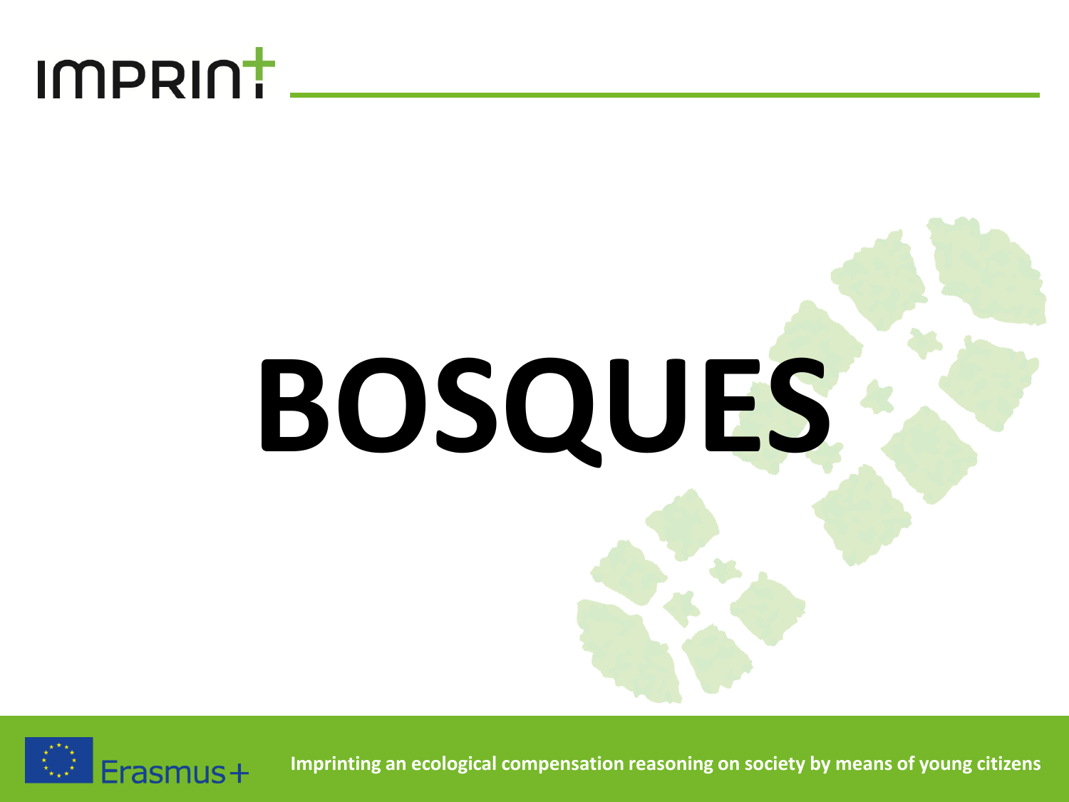IMPRINT

# BOSQUES

Erasmus+

Imprinting an ecological compensation reasoning on society by means of young citizens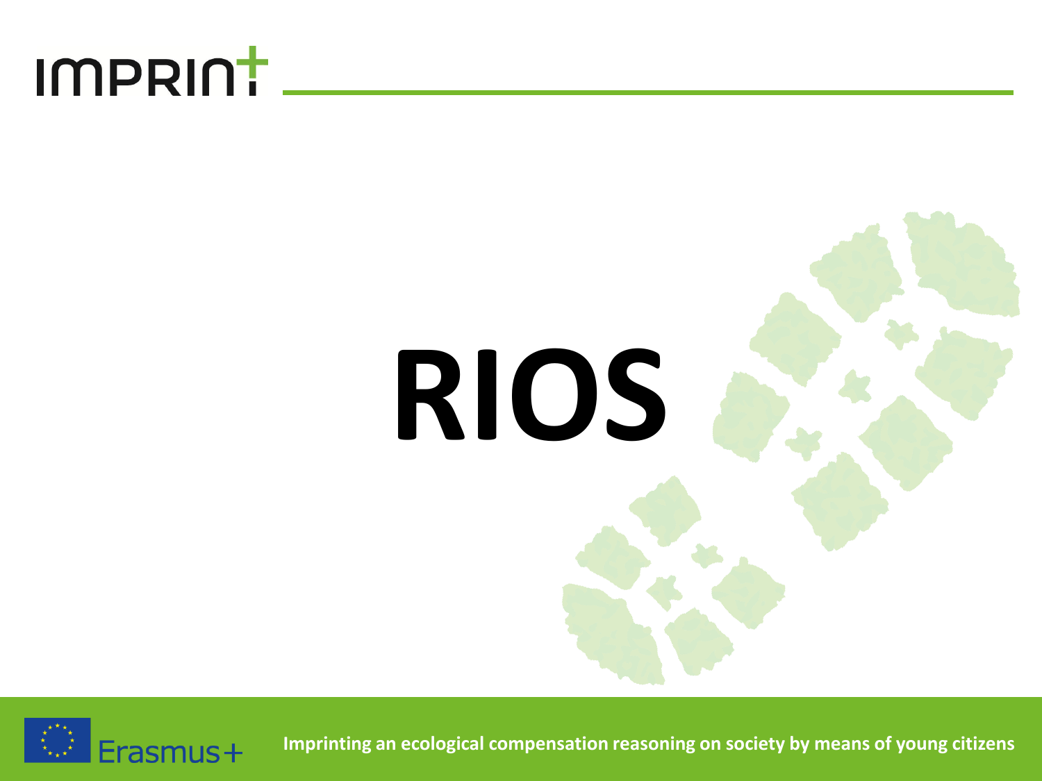# RIOS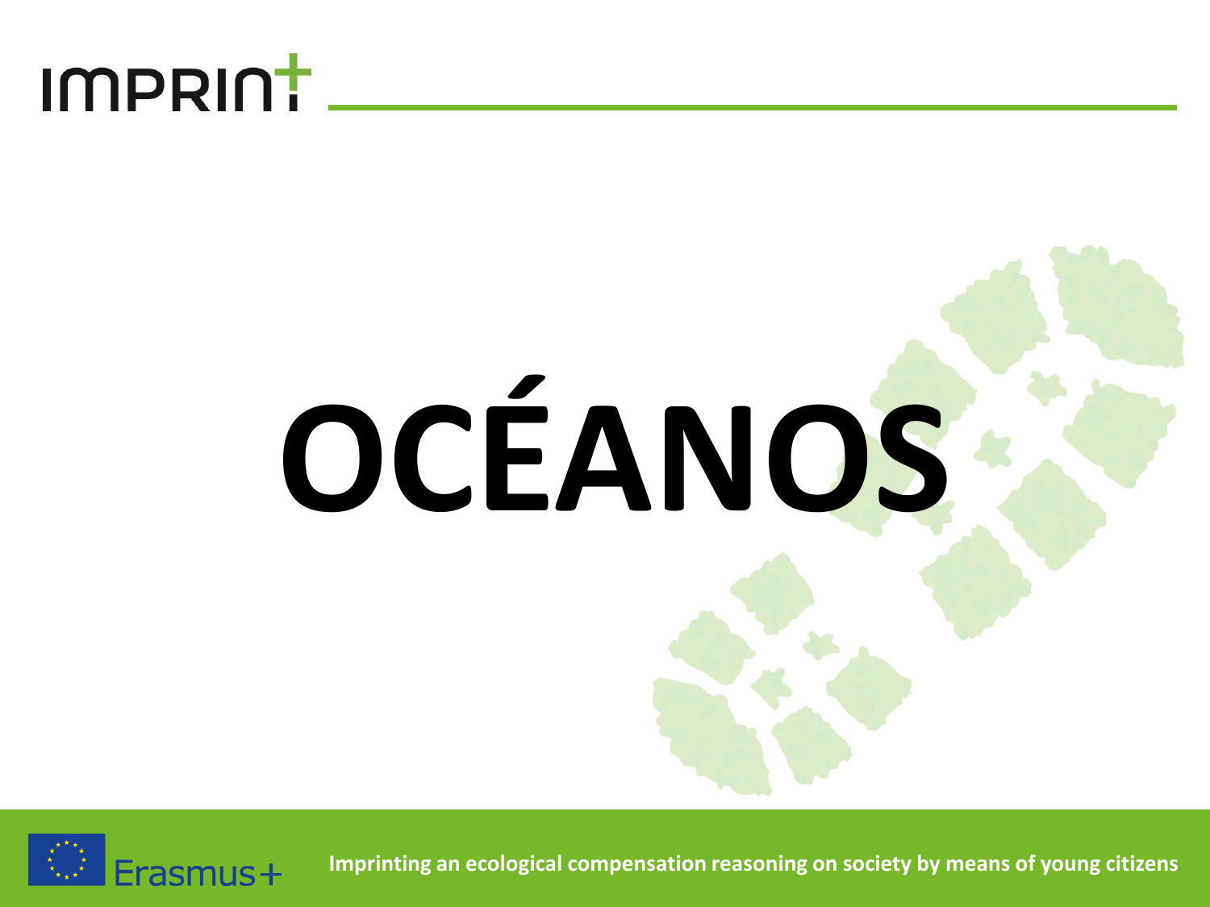# OCÉANOS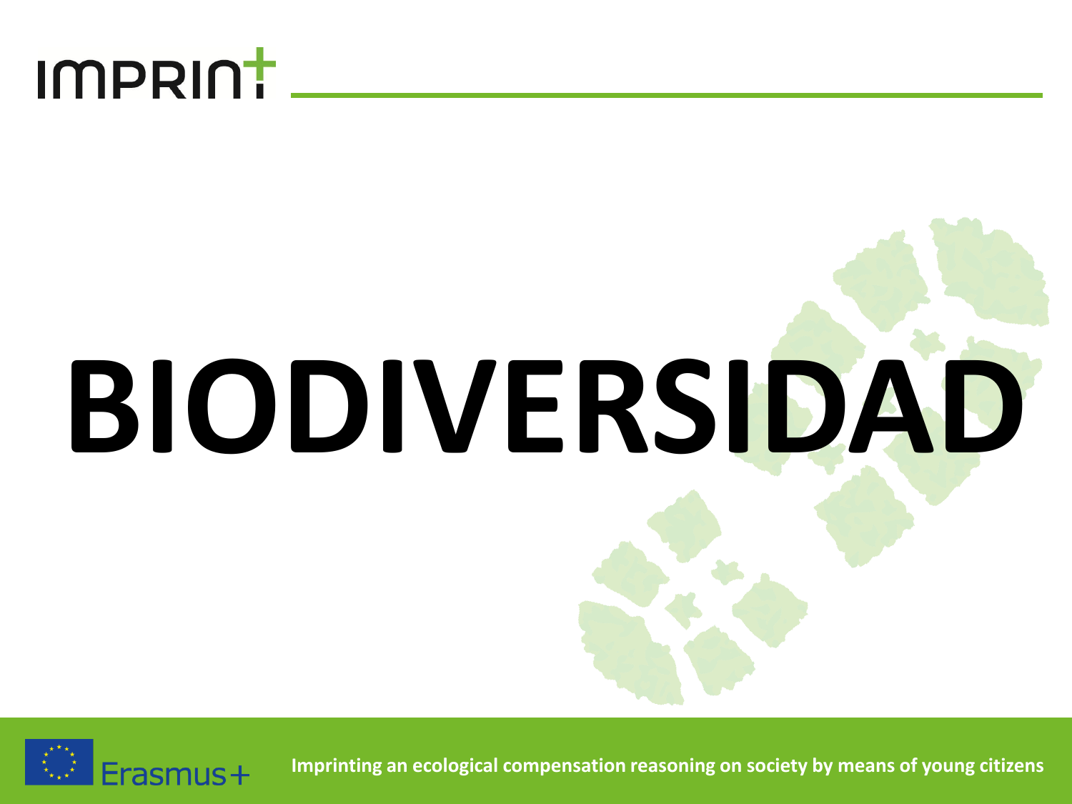# BIODIVERSIDAD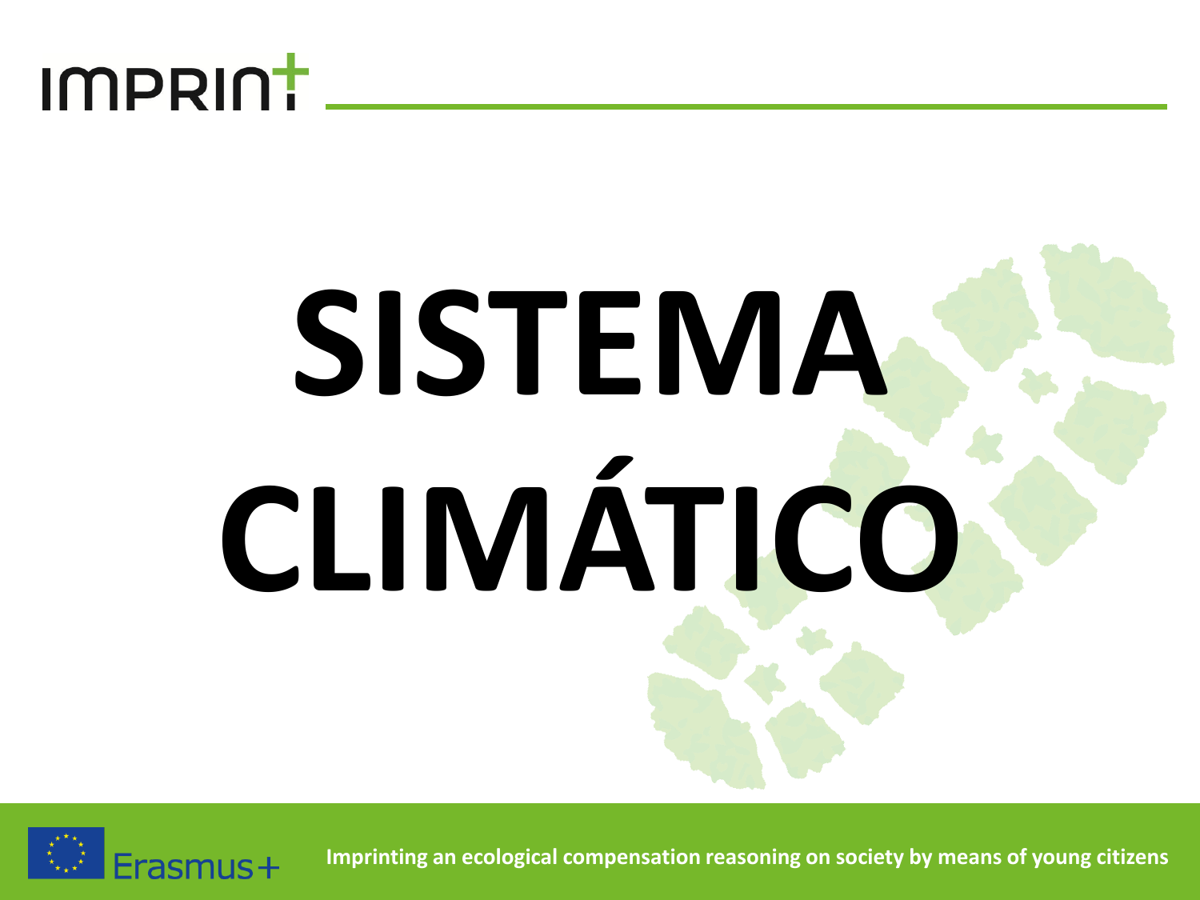# SISTEMA CLIMÁTICO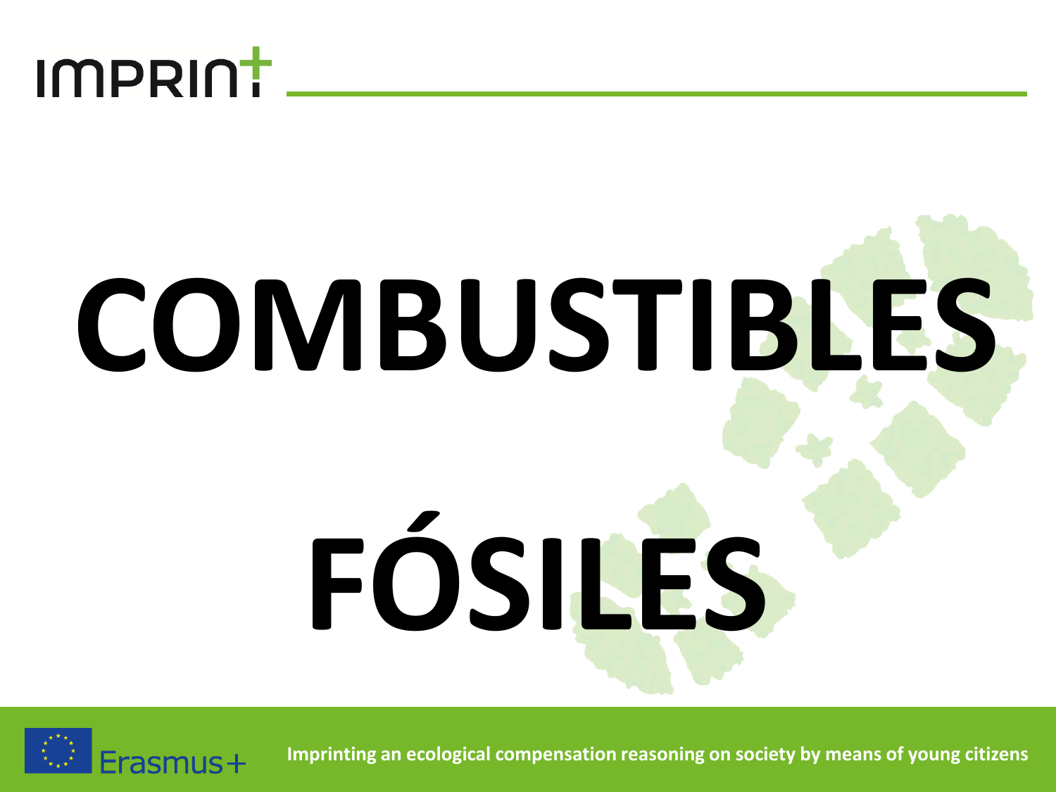# COMBUSTIBLES FÓSILES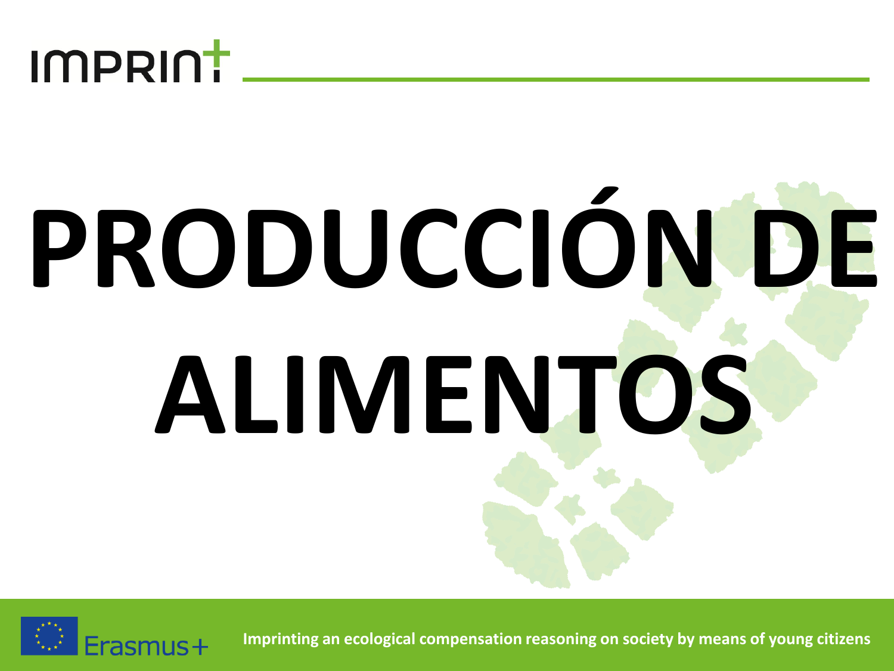# PRODUCCIÓN DE ALIMENTOS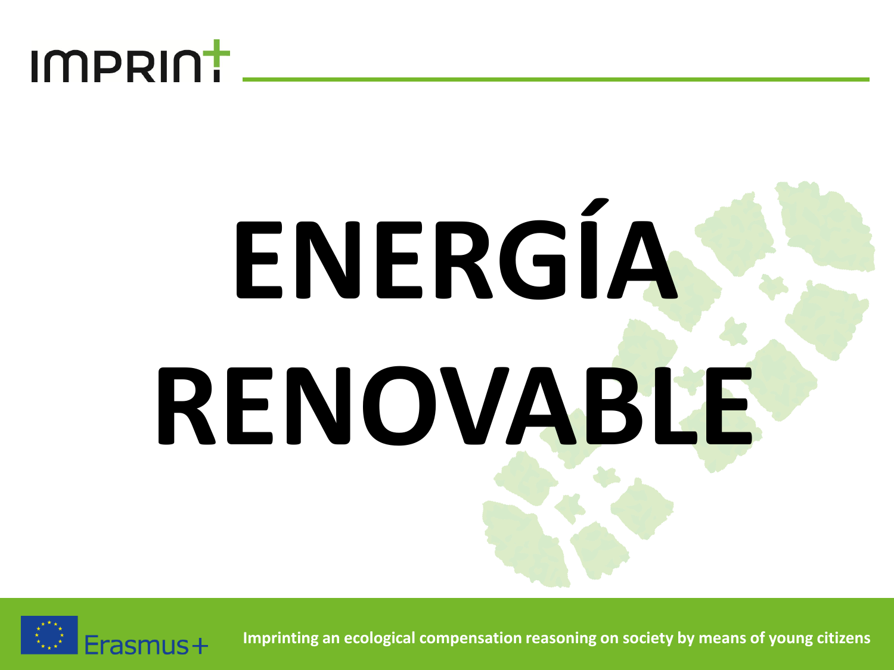# ENERGÍA RENOVABLE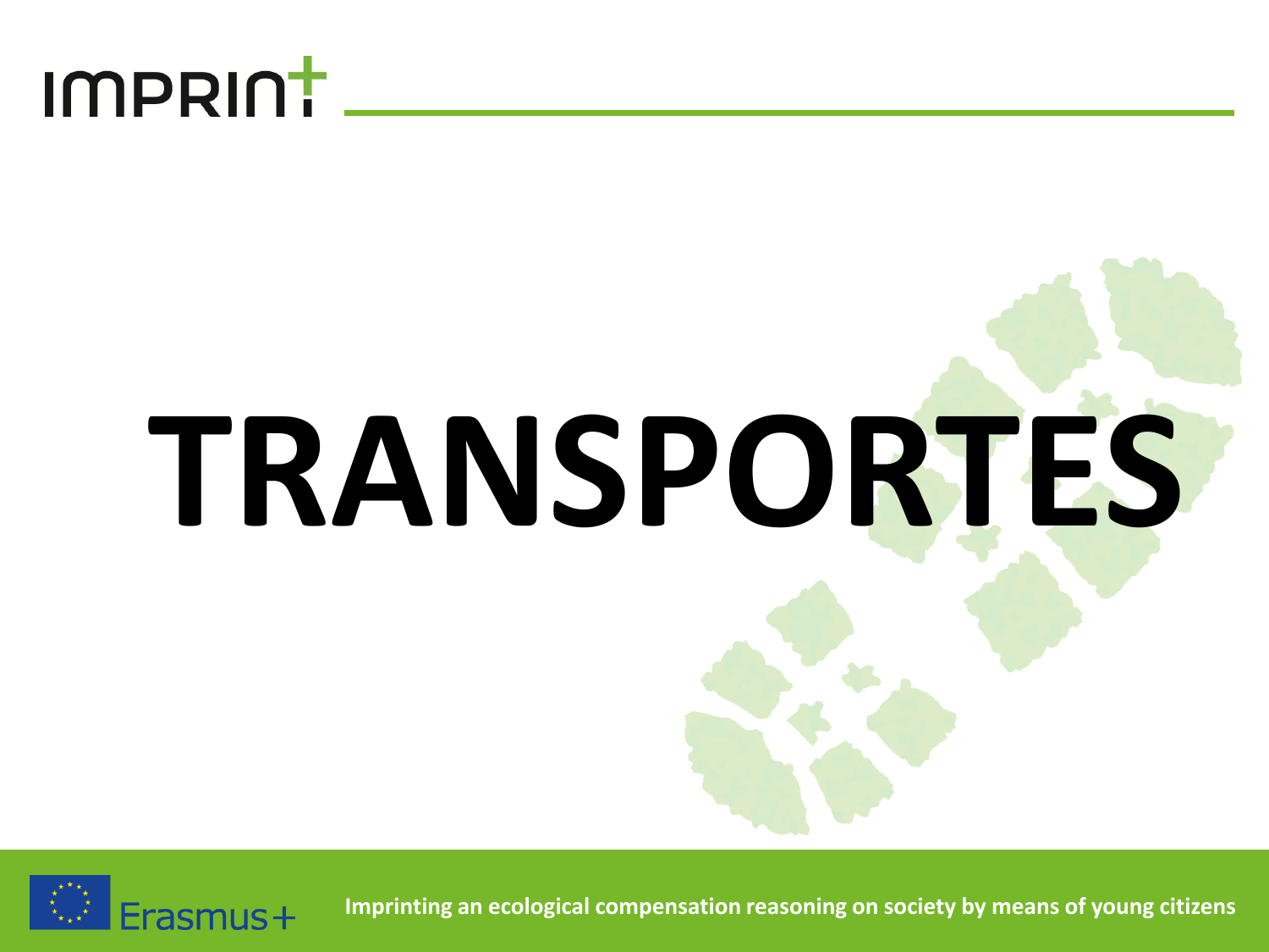# TRANSPORTES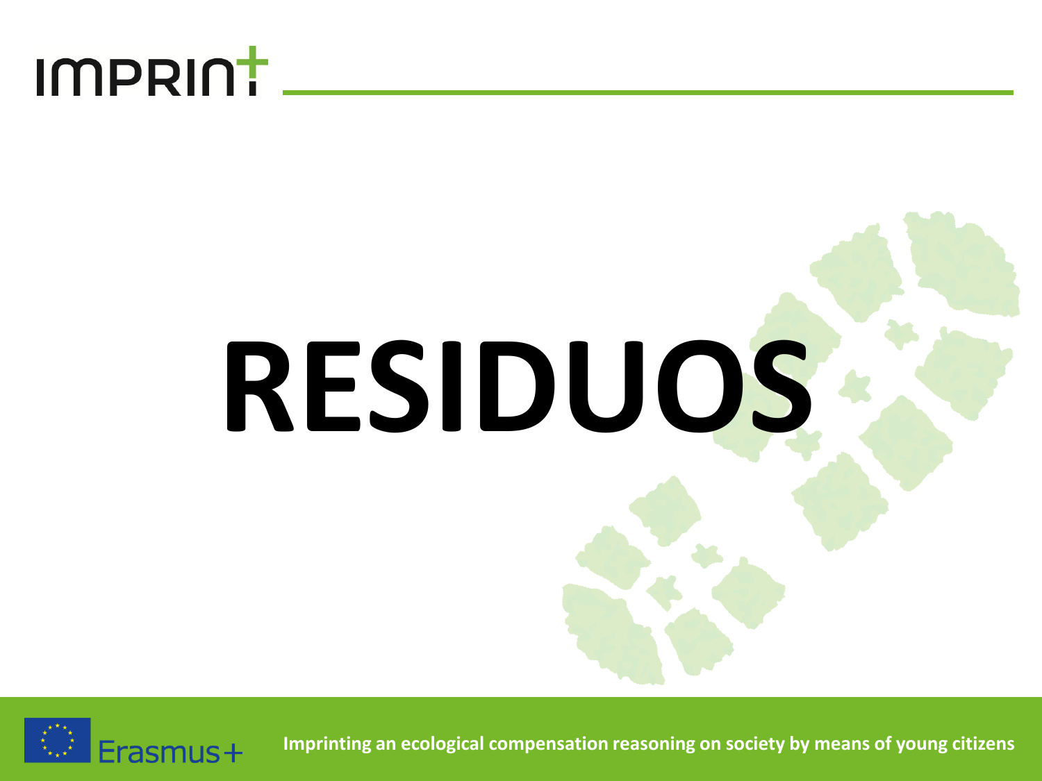# RESIDUOS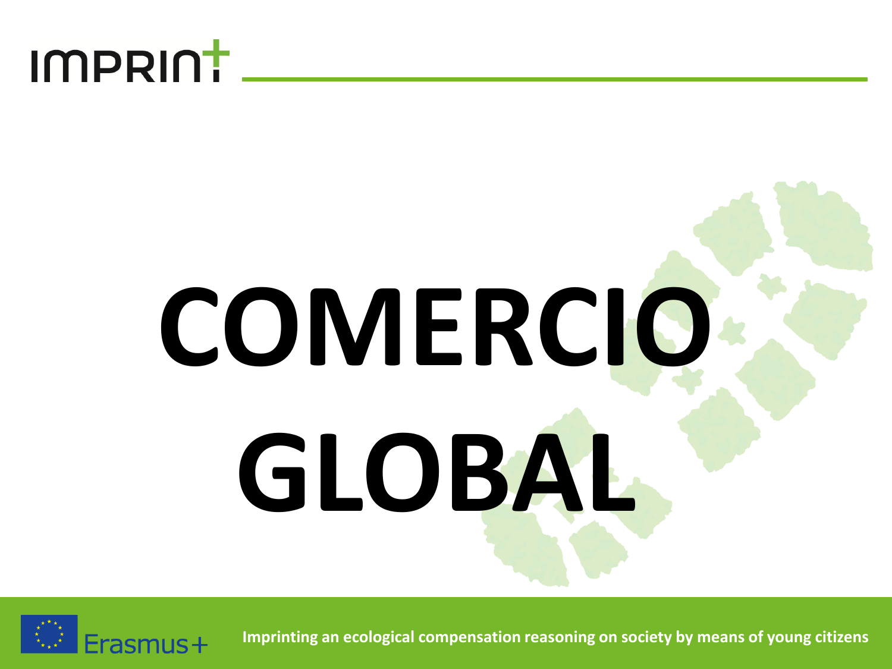# COMERCIO GLOBAL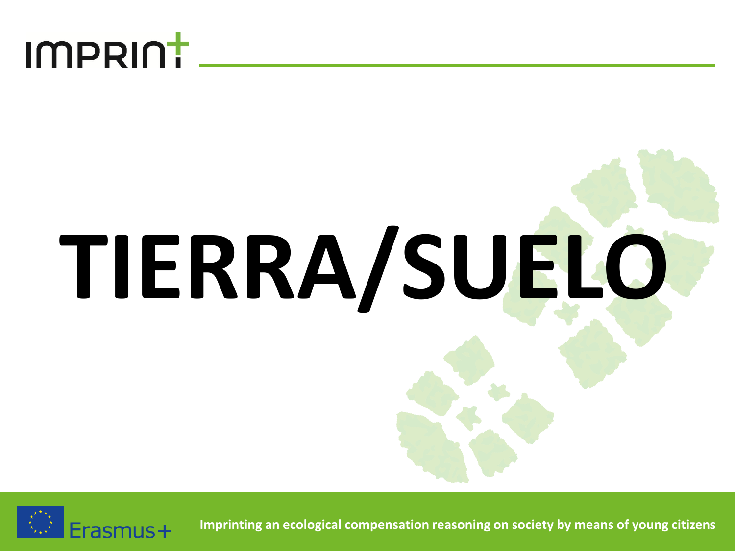# TIERRA/SUELO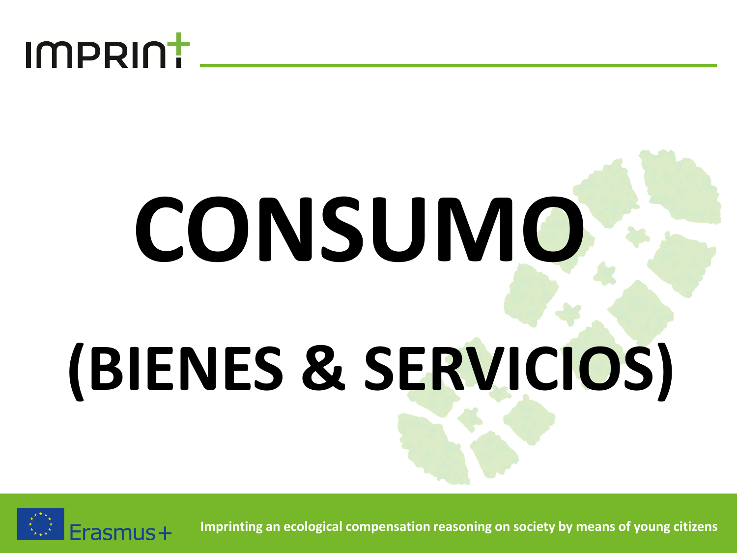# CONSUMO

# (BIENES & SERVICIOS)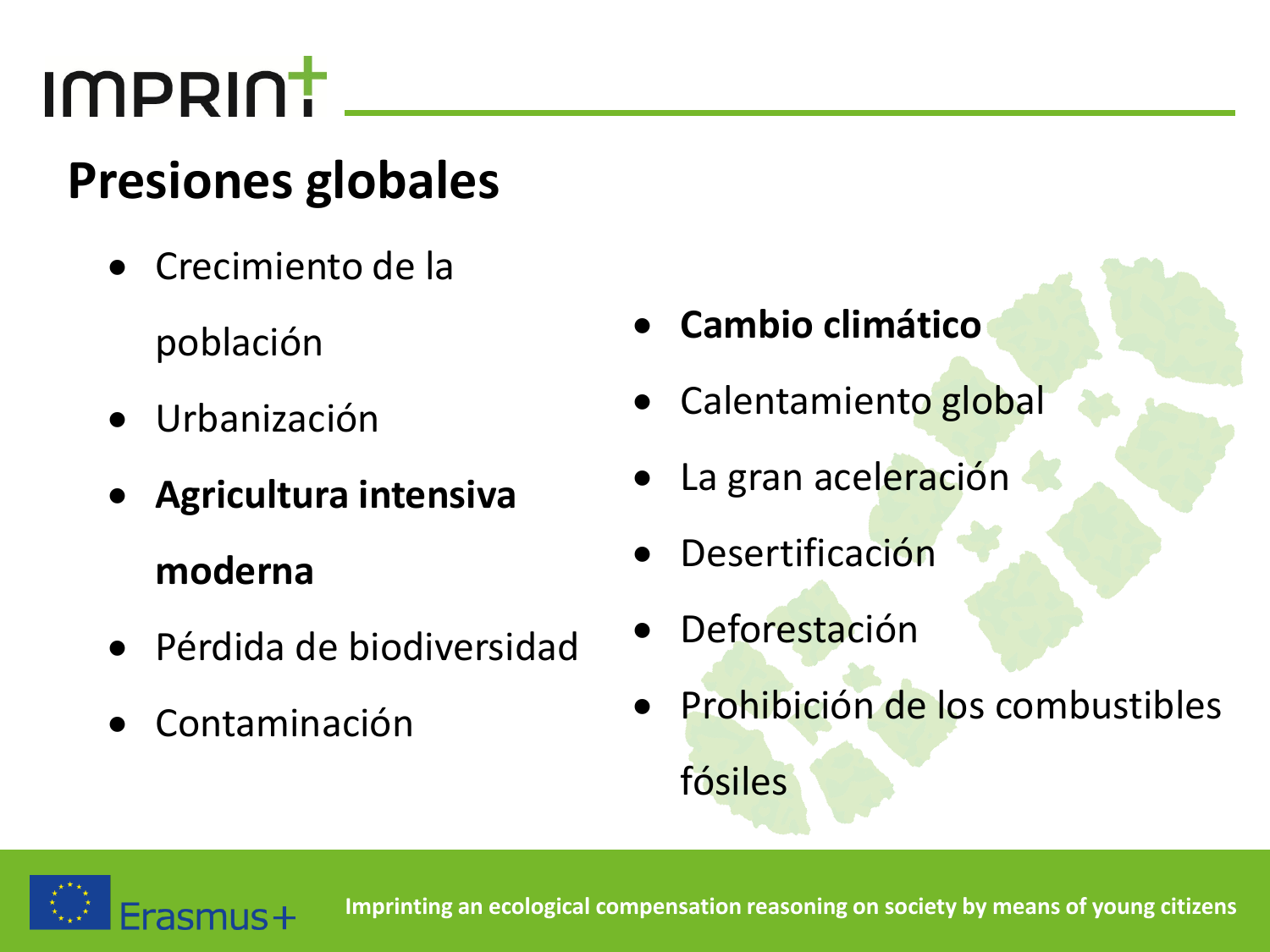## Presiones globales

- Crecimiento de la población
- Urbanización
- **Agricultura intensiva moderna**
- Pérdida de biodiversidad
- Contaminación
- **Cambio climático**
- Calentamiento global
- La gran aceleración
- Desertificación
- Deforestación
- Prohibición de los combustibles fósiles